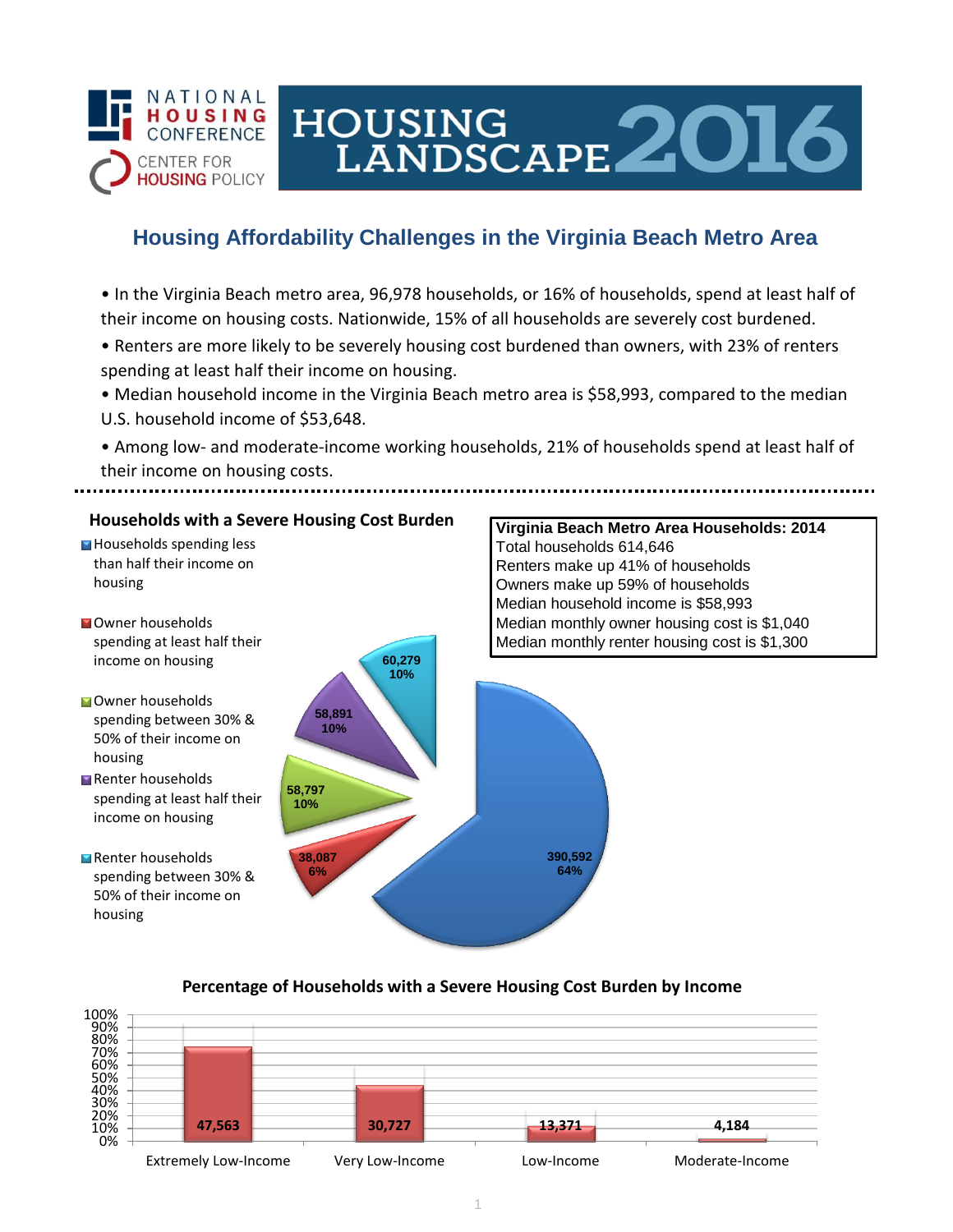NATIONAL HOUSING CONFERENCE

CENTER FOR HOUSING POLICY

# HOUSING LANDSCAPE 2016

## Housing Affordability Challenges in the Virginia Beach Metro Area

- In the Virginia Beach metro area, 96,978 households, or 16% of households, spend at least half of their income on housing costs. Nationwide, 15% of all households are severely cost burdened.
- Renters are more likely to be severely housing cost burdened than owners, with 23% of renters spending at least half their income on housing.
- Median household income in the Virginia Beach metro area is $58,993, compared to the median U.S. household income of $53,648.
- Among low- and moderate-income working households, 21% of households spend at least half of their income on housing costs.

### Households with a Severe Housing Cost Burden

Households spending less than half their income on housing

Owner households spending at least half their income on housing

Owner households spending between 30% & 50% of their income on housing

Renter households spending at least half their income on housing

Renter households spending between 30% & 50% of their income on housing

60,279
10%

58,891
10%

58,797
10%

38,087
6%

390,592
64%

**Virginia Beach Metro Area Households: 2014**
Total households 614,646
Renters make up 41% of households
Owners make up 59% of households
Median household income is $58,993
Median monthly owner housing cost is $1,040
Median monthly renter housing cost is $1,300

### Percentage of Households with a Severe Housing Cost Burden by Income

100%
90%
80%
70%
60%
50%
40%
30%
20%
10%
0%

47,563
30,727
13,371
4,184

Extremely Low-Income
Very Low-Income
Low-Income
Moderate-Income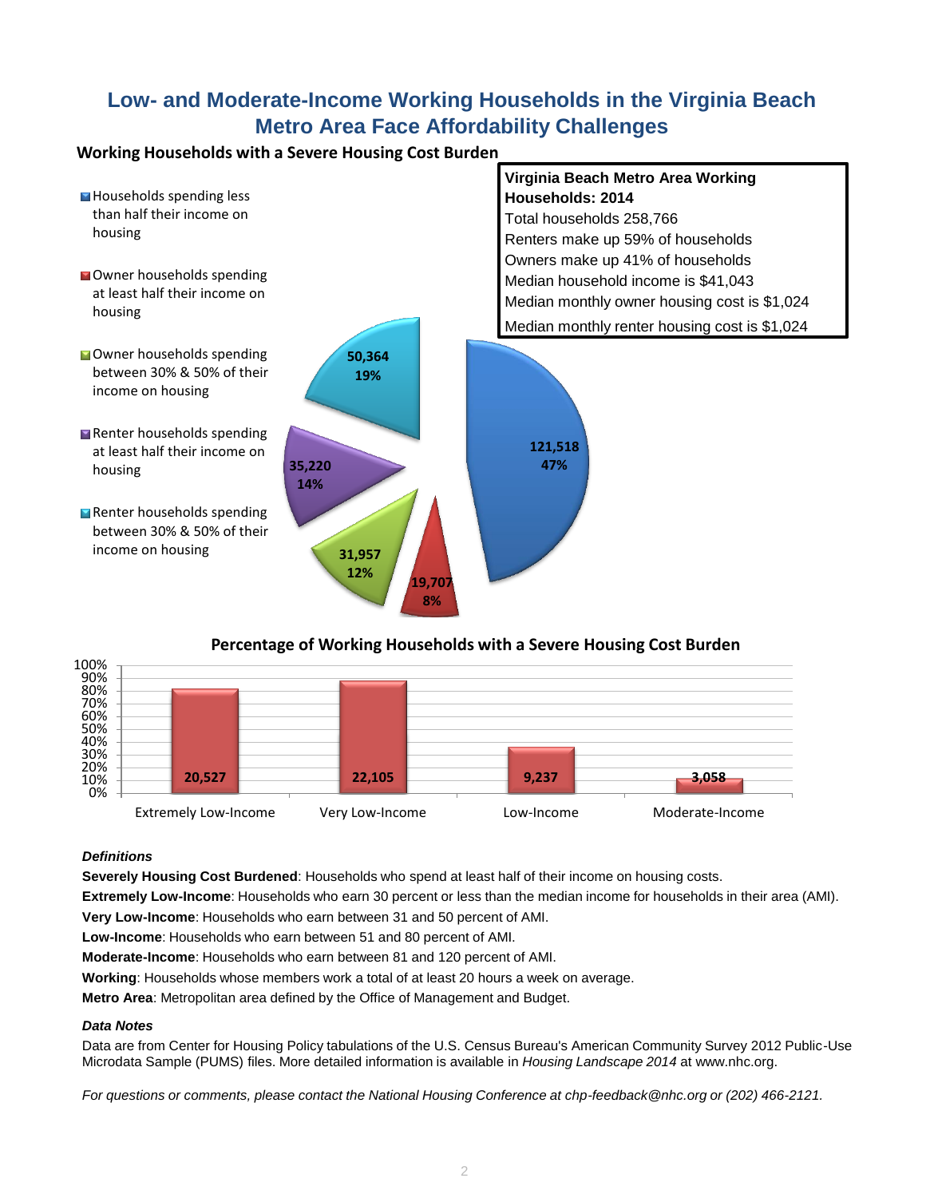# Low- and Moderate-Income Working Households in the Virginia Beach Metro Area Face Affordability Challenges

## Working Households with a Severe Housing Cost Burden

**Virginia Beach Metro Area Working Households: 2014**

Total households 258,766
Renters make up 59% of households
Owners make up 41% of households
Median household income is $41,043
Median monthly owner housing cost is $1,024
Median monthly renter housing cost is $1,024

Households spending less than half their income on housing
Owner households spending at least half their income on housing
Owner households spending between 30% & 50% of their income on housing
Renter households spending at least half their income on housing
Renter households spending between 30% & 50% of their income on housing

50,364
19%

121,518
47%

35,220
14%

31,957
12%

19,707
8%

## Percentage of Working Households with a Severe Housing Cost Burden

100%
90%
80%
70%
60%
50%
40%
30%
20%
10%
0%

20,527
22,105
9,237
3,058

Extremely Low-Income
Very Low-Income
Low-Income
Moderate-Income

***Definitions***

**Severely Housing Cost Burdened**: Households who spend at least half of their income on housing costs.

**Extremely Low-Income**: Households who earn 30 percent or less than the median income for households in their area (AMI).

**Very Low-Income**: Households who earn between 31 and 50 percent of AMI.

**Low-Income**: Households who earn between 51 and 80 percent of AMI.

**Moderate-Income**: Households who earn between 81 and 120 percent of AMI.

**Working**: Households whose members work a total of at least 20 hours a week on average.

**Metro Area**: Metropolitan area defined by the Office of Management and Budget.

***Data Notes***

Data are from Center for Housing Policy tabulations of the U.S. Census Bureau's American Community Survey 2012 Public-Use Microdata Sample (PUMS) files. More detailed information is available in *Housing Landscape 2014* at www.nhc.org.

*For questions or comments, please contact the National Housing Conference at chp-feedback@nhc.org or (202) 466-2121.*